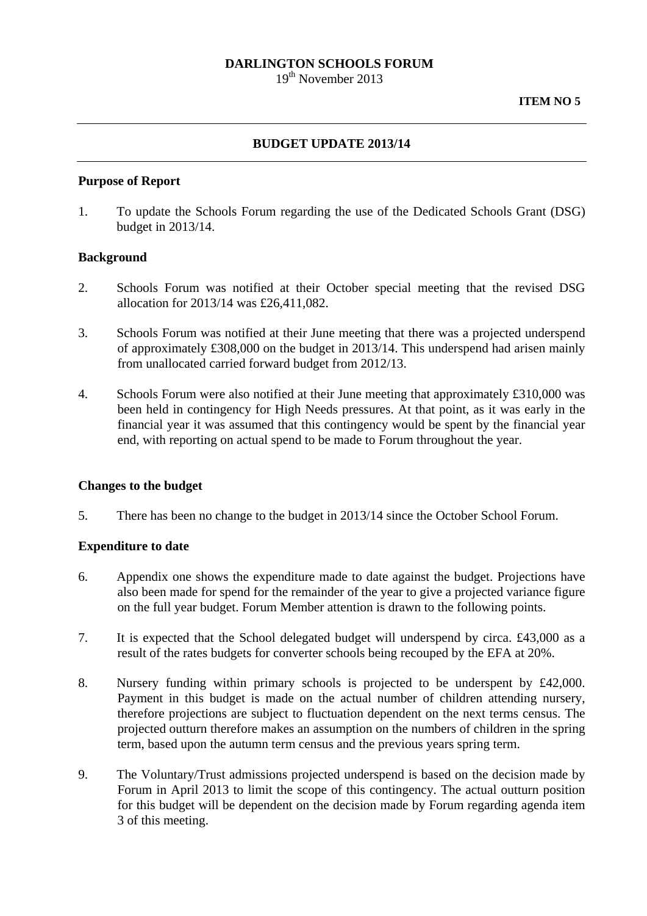**DARLINGTON SCHOOLS FORUM**
19th November 2013

**ITEM NO 5**

---

## BUDGET UPDATE 2013/14

---

### Purpose of Report

1. To update the Schools Forum regarding the use of the Dedicated Schools Grant (DSG) budget in 2013/14.

### Background

2. Schools Forum was notified at their October special meeting that the revised DSG allocation for 2013/14 was £26,411,082.

3. Schools Forum was notified at their June meeting that there was a projected underspend of approximately £308,000 on the budget in 2013/14. This underspend had arisen mainly from unallocated carried forward budget from 2012/13.

4. Schools Forum were also notified at their June meeting that approximately £310,000 was been held in contingency for High Needs pressures. At that point, as it was early in the financial year it was assumed that this contingency would be spent by the financial year end, with reporting on actual spend to be made to Forum throughout the year.

### Changes to the budget

5. There has been no change to the budget in 2013/14 since the October School Forum.

### Expenditure to date

6. Appendix one shows the expenditure made to date against the budget. Projections have also been made for spend for the remainder of the year to give a projected variance figure on the full year budget. Forum Member attention is drawn to the following points.

7. It is expected that the School delegated budget will underspend by circa. £43,000 as a result of the rates budgets for converter schools being recouped by the EFA at 20%.

8. Nursery funding within primary schools is projected to be underspent by £42,000. Payment in this budget is made on the actual number of children attending nursery, therefore projections are subject to fluctuation dependent on the next terms census. The projected outturn therefore makes an assumption on the numbers of children in the spring term, based upon the autumn term census and the previous years spring term.

9. The Voluntary/Trust admissions projected underspend is based on the decision made by Forum in April 2013 to limit the scope of this contingency. The actual outturn position for this budget will be dependent on the decision made by Forum regarding agenda item 3 of this meeting.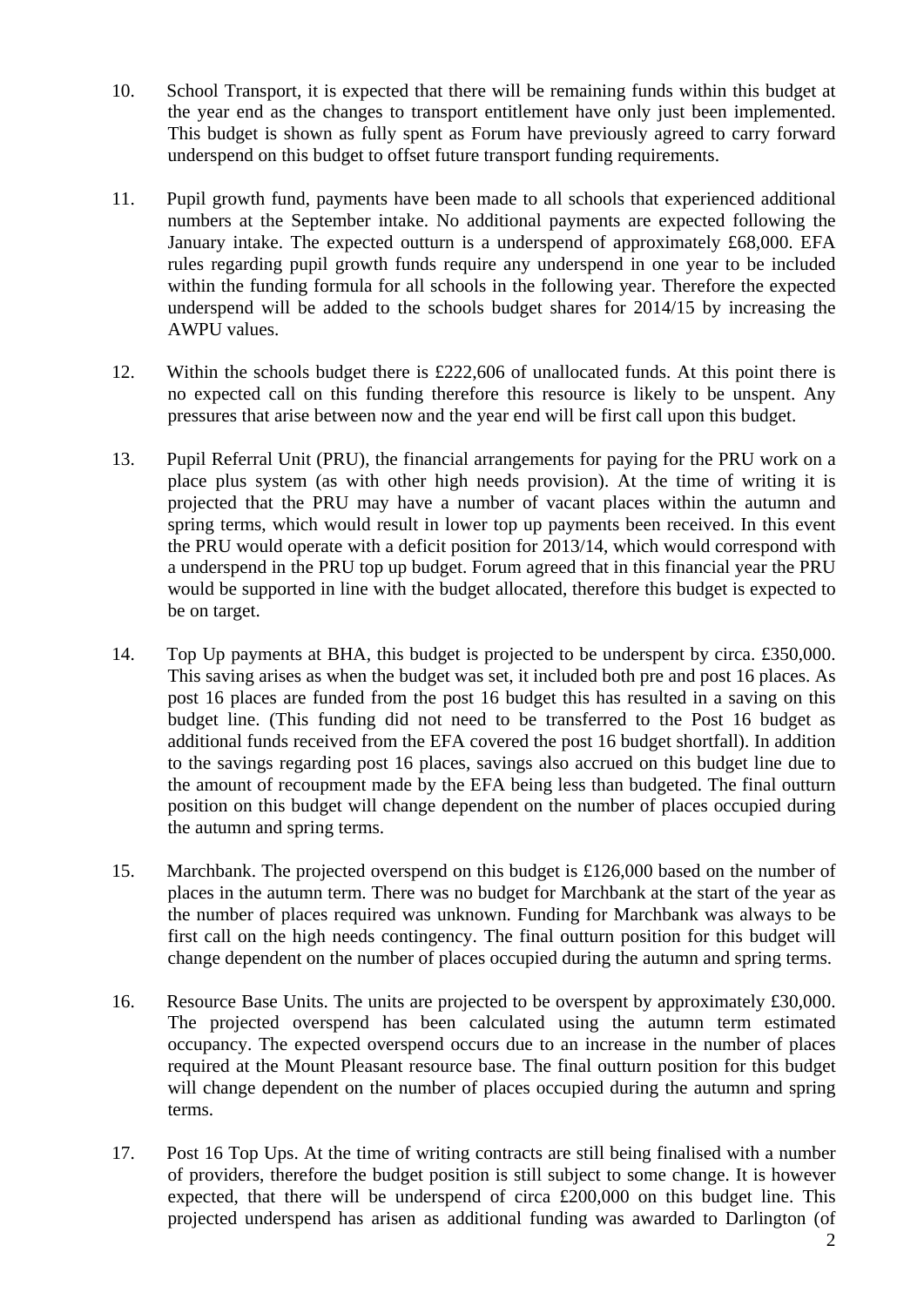10. School Transport, it is expected that there will be remaining funds within this budget at the year end as the changes to transport entitlement have only just been implemented. This budget is shown as fully spent as Forum have previously agreed to carry forward underspend on this budget to offset future transport funding requirements.

11. Pupil growth fund, payments have been made to all schools that experienced additional numbers at the September intake. No additional payments are expected following the January intake. The expected outturn is a underspend of approximately £68,000. EFA rules regarding pupil growth funds require any underspend in one year to be included within the funding formula for all schools in the following year. Therefore the expected underspend will be added to the schools budget shares for 2014/15 by increasing the AWPU values.

12. Within the schools budget there is £222,606 of unallocated funds. At this point there is no expected call on this funding therefore this resource is likely to be unspent. Any pressures that arise between now and the year end will be first call upon this budget.

13. Pupil Referral Unit (PRU), the financial arrangements for paying for the PRU work on a place plus system (as with other high needs provision). At the time of writing it is projected that the PRU may have a number of vacant places within the autumn and spring terms, which would result in lower top up payments been received. In this event the PRU would operate with a deficit position for 2013/14, which would correspond with a underspend in the PRU top up budget. Forum agreed that in this financial year the PRU would be supported in line with the budget allocated, therefore this budget is expected to be on target.

14. Top Up payments at BHA, this budget is projected to be underspent by circa. £350,000. This saving arises as when the budget was set, it included both pre and post 16 places. As post 16 places are funded from the post 16 budget this has resulted in a saving on this budget line. (This funding did not need to be transferred to the Post 16 budget as additional funds received from the EFA covered the post 16 budget shortfall). In addition to the savings regarding post 16 places, savings also accrued on this budget line due to the amount of recoupment made by the EFA being less than budgeted. The final outturn position on this budget will change dependent on the number of places occupied during the autumn and spring terms.

15. Marchbank. The projected overspend on this budget is £126,000 based on the number of places in the autumn term. There was no budget for Marchbank at the start of the year as the number of places required was unknown. Funding for Marchbank was always to be first call on the high needs contingency. The final outturn position for this budget will change dependent on the number of places occupied during the autumn and spring terms.

16. Resource Base Units. The units are projected to be overspent by approximately £30,000. The projected overspend has been calculated using the autumn term estimated occupancy. The expected overspend occurs due to an increase in the number of places required at the Mount Pleasant resource base. The final outturn position for this budget will change dependent on the number of places occupied during the autumn and spring terms.

17. Post 16 Top Ups. At the time of writing contracts are still being finalised with a number of providers, therefore the budget position is still subject to some change. It is however expected, that there will be underspend of circa £200,000 on this budget line. This projected underspend has arisen as additional funding was awarded to Darlington (of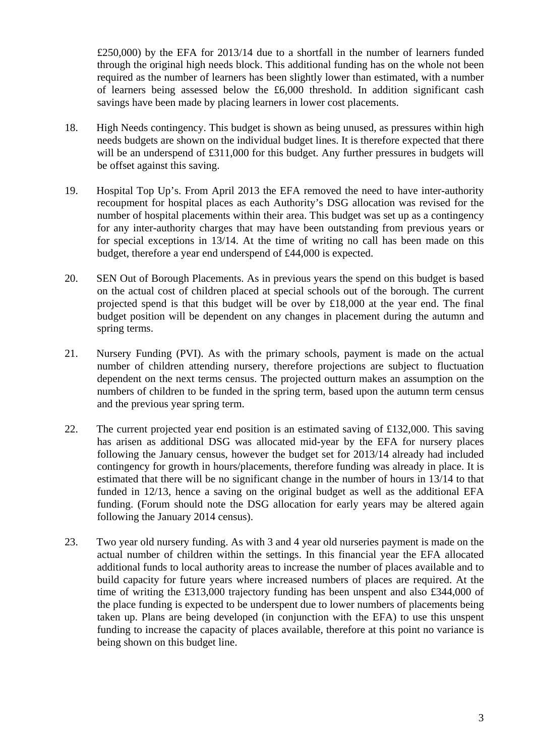£250,000) by the EFA for 2013/14 due to a shortfall in the number of learners funded through the original high needs block. This additional funding has on the whole not been required as the number of learners has been slightly lower than estimated, with a number of learners being assessed below the £6,000 threshold. In addition significant cash savings have been made by placing learners in lower cost placements.

18. High Needs contingency. This budget is shown as being unused, as pressures within high needs budgets are shown on the individual budget lines. It is therefore expected that there will be an underspend of £311,000 for this budget. Any further pressures in budgets will be offset against this saving.

19. Hospital Top Up's. From April 2013 the EFA removed the need to have inter-authority recoupment for hospital places as each Authority's DSG allocation was revised for the number of hospital placements within their area. This budget was set up as a contingency for any inter-authority charges that may have been outstanding from previous years or for special exceptions in 13/14. At the time of writing no call has been made on this budget, therefore a year end underspend of £44,000 is expected.

20. SEN Out of Borough Placements. As in previous years the spend on this budget is based on the actual cost of children placed at special schools out of the borough. The current projected spend is that this budget will be over by £18,000 at the year end. The final budget position will be dependent on any changes in placement during the autumn and spring terms.

21. Nursery Funding (PVI). As with the primary schools, payment is made on the actual number of children attending nursery, therefore projections are subject to fluctuation dependent on the next terms census. The projected outturn makes an assumption on the numbers of children to be funded in the spring term, based upon the autumn term census and the previous year spring term.

22. The current projected year end position is an estimated saving of £132,000. This saving has arisen as additional DSG was allocated mid-year by the EFA for nursery places following the January census, however the budget set for 2013/14 already had included contingency for growth in hours/placements, therefore funding was already in place. It is estimated that there will be no significant change in the number of hours in 13/14 to that funded in 12/13, hence a saving on the original budget as well as the additional EFA funding. (Forum should note the DSG allocation for early years may be altered again following the January 2014 census).

23. Two year old nursery funding. As with 3 and 4 year old nurseries payment is made on the actual number of children within the settings. In this financial year the EFA allocated additional funds to local authority areas to increase the number of places available and to build capacity for future years where increased numbers of places are required. At the time of writing the £313,000 trajectory funding has been unspent and also £344,000 of the place funding is expected to be underspent due to lower numbers of placements being taken up. Plans are being developed (in conjunction with the EFA) to use this unspent funding to increase the capacity of places available, therefore at this point no variance is being shown on this budget line.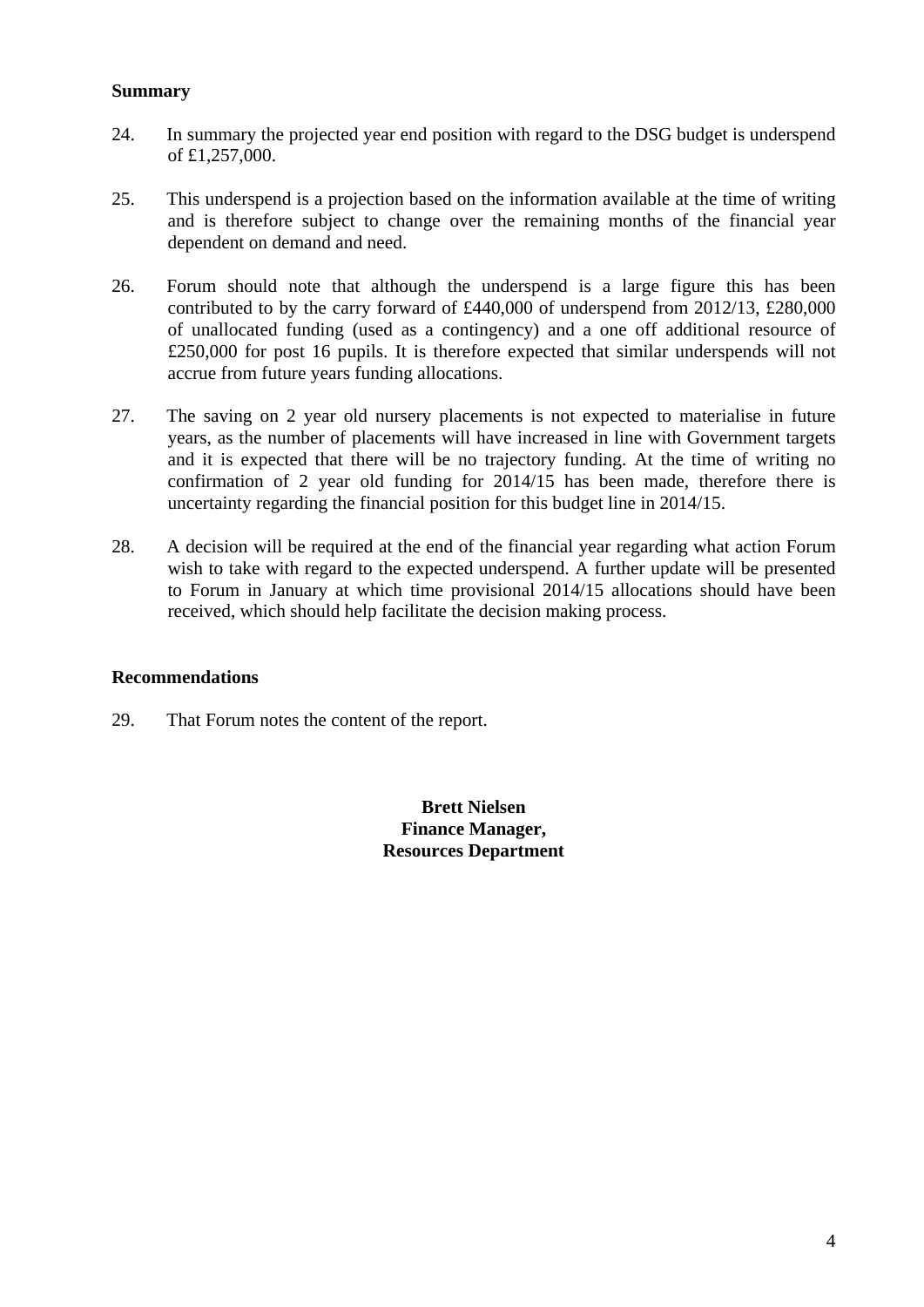**Summary**

24. In summary the projected year end position with regard to the DSG budget is underspend of £1,257,000.

25. This underspend is a projection based on the information available at the time of writing and is therefore subject to change over the remaining months of the financial year dependent on demand and need.

26. Forum should note that although the underspend is a large figure this has been contributed to by the carry forward of £440,000 of underspend from 2012/13, £280,000 of unallocated funding (used as a contingency) and a one off additional resource of £250,000 for post 16 pupils. It is therefore expected that similar underspends will not accrue from future years funding allocations.

27. The saving on 2 year old nursery placements is not expected to materialise in future years, as the number of placements will have increased in line with Government targets and it is expected that there will be no trajectory funding. At the time of writing no confirmation of 2 year old funding for 2014/15 has been made, therefore there is uncertainty regarding the financial position for this budget line in 2014/15.

28. A decision will be required at the end of the financial year regarding what action Forum wish to take with regard to the expected underspend. A further update will be presented to Forum in January at which time provisional 2014/15 allocations should have been received, which should help facilitate the decision making process.

**Recommendations**

29. That Forum notes the content of the report.

**Brett Nielsen**
**Finance Manager,**
**Resources Department**